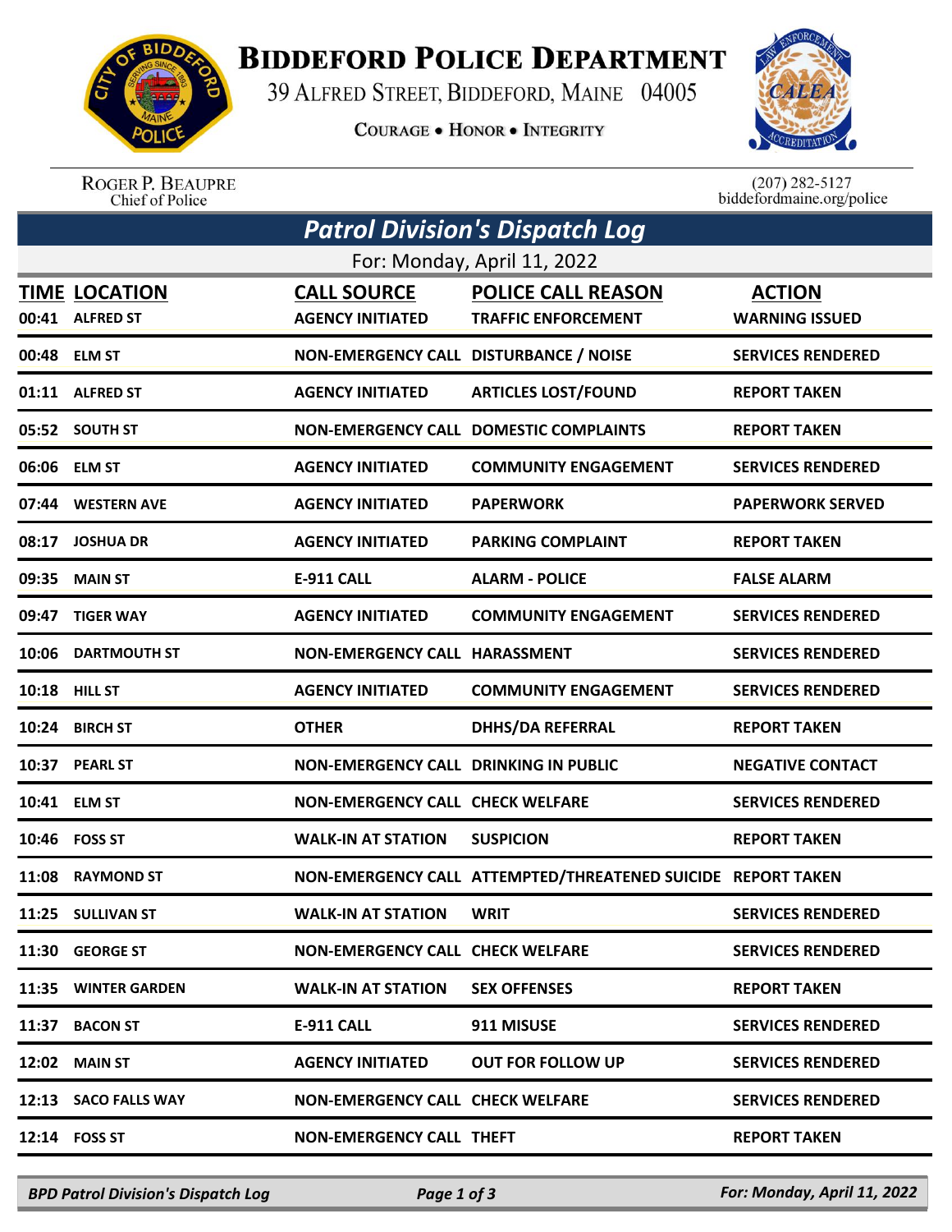# Biddeford Police Department

39 Alfred Street, Biddeford, Maine 04005

Courage • Honor • Integrity

Roger P. Beaupre
Chief of Police

(207) 282-5127
biddefordmaine.org/police

## *Patrol Division's Dispatch Log*

For: Monday, April 11, 2022

| TIME | LOCATION | CALL SOURCE | POLICE CALL REASON | ACTION |
|---|---|---|---|---|
| 00:41 | ALFRED ST | AGENCY INITIATED | TRAFFIC ENFORCEMENT | WARNING ISSUED |
| 00:48 | ELM ST | NON-EMERGENCY CALL | DISTURBANCE / NOISE | SERVICES RENDERED |
| 01:11 | ALFRED ST | AGENCY INITIATED | ARTICLES LOST/FOUND | REPORT TAKEN |
| 05:52 | SOUTH ST | NON-EMERGENCY CALL | DOMESTIC COMPLAINTS | REPORT TAKEN |
| 06:06 | ELM ST | AGENCY INITIATED | COMMUNITY ENGAGEMENT | SERVICES RENDERED |
| 07:44 | WESTERN AVE | AGENCY INITIATED | PAPERWORK | PAPERWORK SERVED |
| 08:17 | JOSHUA DR | AGENCY INITIATED | PARKING COMPLAINT | REPORT TAKEN |
| 09:35 | MAIN ST | E-911 CALL | ALARM - POLICE | FALSE ALARM |
| 09:47 | TIGER WAY | AGENCY INITIATED | COMMUNITY ENGAGEMENT | SERVICES RENDERED |
| 10:06 | DARTMOUTH ST | NON-EMERGENCY CALL | HARASSMENT | SERVICES RENDERED |
| 10:18 | HILL ST | AGENCY INITIATED | COMMUNITY ENGAGEMENT | SERVICES RENDERED |
| 10:24 | BIRCH ST | OTHER | DHHS/DA REFERRAL | REPORT TAKEN |
| 10:37 | PEARL ST | NON-EMERGENCY CALL | DRINKING IN PUBLIC | NEGATIVE CONTACT |
| 10:41 | ELM ST | NON-EMERGENCY CALL | CHECK WELFARE | SERVICES RENDERED |
| 10:46 | FOSS ST | WALK-IN AT STATION | SUSPICION | REPORT TAKEN |
| 11:08 | RAYMOND ST | NON-EMERGENCY CALL | ATTEMPTED/THREATENED SUICIDE | REPORT TAKEN |
| 11:25 | SULLIVAN ST | WALK-IN AT STATION | WRIT | SERVICES RENDERED |
| 11:30 | GEORGE ST | NON-EMERGENCY CALL | CHECK WELFARE | SERVICES RENDERED |
| 11:35 | WINTER GARDEN | WALK-IN AT STATION | SEX OFFENSES | REPORT TAKEN |
| 11:37 | BACON ST | E-911 CALL | 911 MISUSE | SERVICES RENDERED |
| 12:02 | MAIN ST | AGENCY INITIATED | OUT FOR FOLLOW UP | SERVICES RENDERED |
| 12:13 | SACO FALLS WAY | NON-EMERGENCY CALL | CHECK WELFARE | SERVICES RENDERED |
| 12:14 | FOSS ST | NON-EMERGENCY CALL | THEFT | REPORT TAKEN |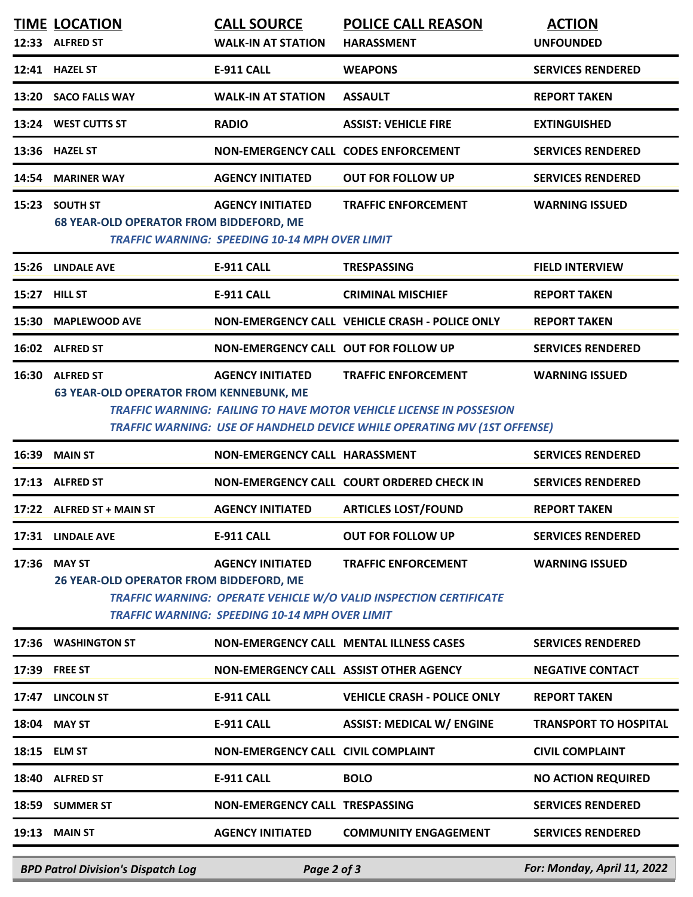| TIME | LOCATION | CALL SOURCE | POLICE CALL REASON | ACTION |
|---|---|---|---|---|
| 12:33 | ALFRED ST | WALK-IN AT STATION | HARASSMENT | UNFOUNDED |
| 12:41 | HAZEL ST | E-911 CALL | WEAPONS | SERVICES RENDERED |
| 13:20 | SACO FALLS WAY | WALK-IN AT STATION | ASSAULT | REPORT TAKEN |
| 13:24 | WEST CUTTS ST | RADIO | ASSIST: VEHICLE FIRE | EXTINGUISHED |
| 13:36 | HAZEL ST | NON-EMERGENCY CALL | CODES ENFORCEMENT | SERVICES RENDERED |
| 14:54 | MARINER WAY | AGENCY INITIATED | OUT FOR FOLLOW UP | SERVICES RENDERED |
| 15:23 | SOUTH ST | AGENCY INITIATED | TRAFFIC ENFORCEMENT | WARNING ISSUED |
| | 68 YEAR-OLD OPERATOR FROM BIDDEFORD, ME | | | |
| | *TRAFFIC WARNING: SPEEDING 10-14 MPH OVER LIMIT* | | | |
| 15:26 | LINDALE AVE | E-911 CALL | TRESPASSING | FIELD INTERVIEW |
| 15:27 | HILL ST | E-911 CALL | CRIMINAL MISCHIEF | REPORT TAKEN |
| 15:30 | MAPLEWOOD AVE | NON-EMERGENCY CALL | VEHICLE CRASH - POLICE ONLY | REPORT TAKEN |
| 16:02 | ALFRED ST | NON-EMERGENCY CALL | OUT FOR FOLLOW UP | SERVICES RENDERED |
| 16:30 | ALFRED ST | AGENCY INITIATED | TRAFFIC ENFORCEMENT | WARNING ISSUED |
| | 63 YEAR-OLD OPERATOR FROM KENNEBUNK, ME | | | |
| | *TRAFFIC WARNING: FAILING TO HAVE MOTOR VEHICLE LICENSE IN POSSESION* | | | |
| | *TRAFFIC WARNING: USE OF HANDHELD DEVICE WHILE OPERATING MV (1ST OFFENSE)* | | | |
| 16:39 | MAIN ST | NON-EMERGENCY CALL | HARASSMENT | SERVICES RENDERED |
| 17:13 | ALFRED ST | NON-EMERGENCY CALL | COURT ORDERED CHECK IN | SERVICES RENDERED |
| 17:22 | ALFRED ST + MAIN ST | AGENCY INITIATED | ARTICLES LOST/FOUND | REPORT TAKEN |
| 17:31 | LINDALE AVE | E-911 CALL | OUT FOR FOLLOW UP | SERVICES RENDERED |
| 17:36 | MAY ST | AGENCY INITIATED | TRAFFIC ENFORCEMENT | WARNING ISSUED |
| | 26 YEAR-OLD OPERATOR FROM BIDDEFORD, ME | | | |
| | *TRAFFIC WARNING: OPERATE VEHICLE W/O VALID INSPECTION CERTIFICATE* | | | |
| | *TRAFFIC WARNING: SPEEDING 10-14 MPH OVER LIMIT* | | | |
| 17:36 | WASHINGTON ST | NON-EMERGENCY CALL | MENTAL ILLNESS CASES | SERVICES RENDERED |
| 17:39 | FREE ST | NON-EMERGENCY CALL | ASSIST OTHER AGENCY | NEGATIVE CONTACT |
| 17:47 | LINCOLN ST | E-911 CALL | VEHICLE CRASH - POLICE ONLY | REPORT TAKEN |
| 18:04 | MAY ST | E-911 CALL | ASSIST: MEDICAL W/ ENGINE | TRANSPORT TO HOSPITAL |
| 18:15 | ELM ST | NON-EMERGENCY CALL | CIVIL COMPLAINT | CIVIL COMPLAINT |
| 18:40 | ALFRED ST | E-911 CALL | BOLO | NO ACTION REQUIRED |
| 18:59 | SUMMER ST | NON-EMERGENCY CALL | TRESPASSING | SERVICES RENDERED |
| 19:13 | MAIN ST | AGENCY INITIATED | COMMUNITY ENGAGEMENT | SERVICES RENDERED |

*BPD Patrol Division's Dispatch Log* — *For: Monday, April 11, 2022*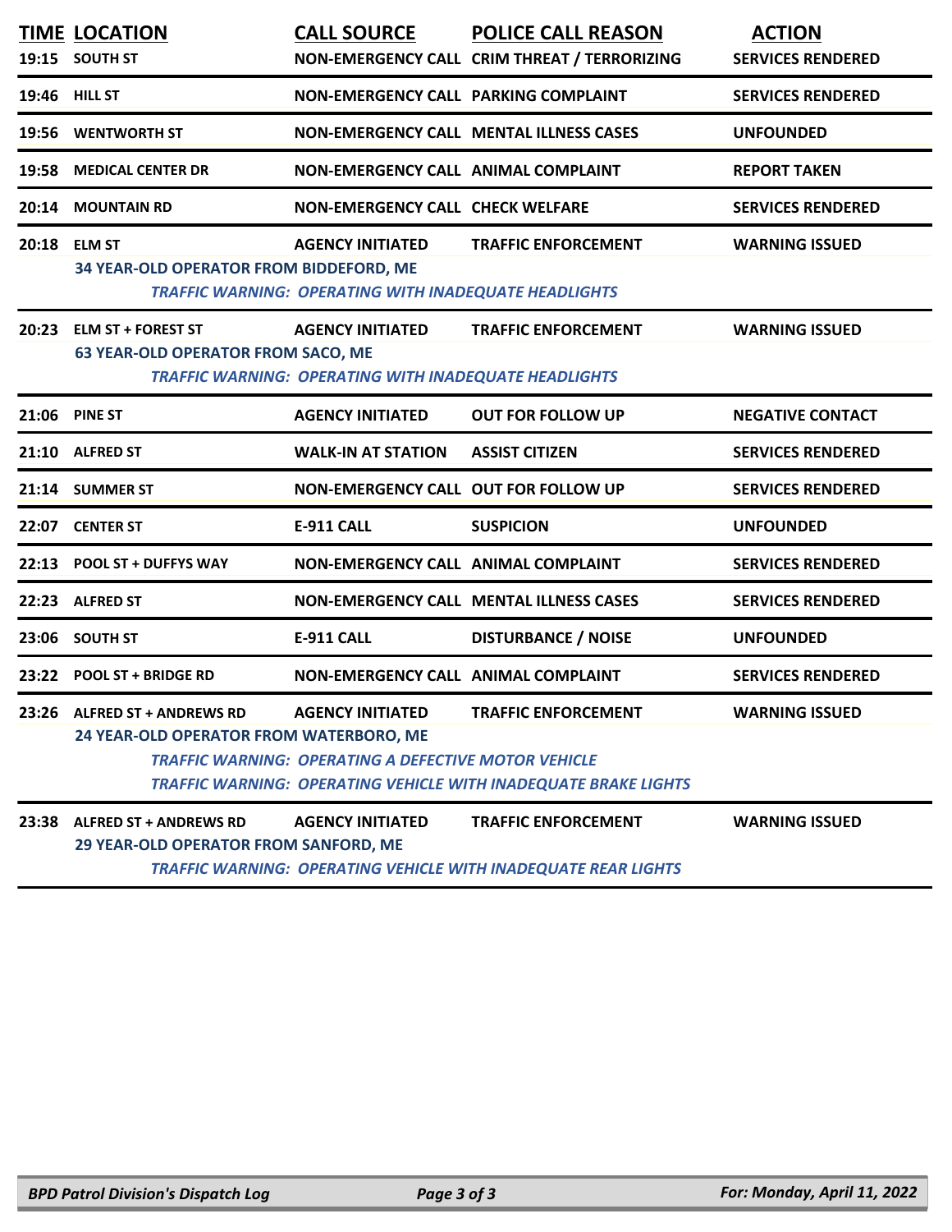| TIME | LOCATION | CALL SOURCE | POLICE CALL REASON | ACTION |
|---|---|---|---|---|
| 19:15 | SOUTH ST | NON-EMERGENCY CALL | CRIM THREAT / TERRORIZING | SERVICES RENDERED |
| 19:46 | HILL ST | NON-EMERGENCY CALL | PARKING COMPLAINT | SERVICES RENDERED |
| 19:56 | WENTWORTH ST | NON-EMERGENCY CALL | MENTAL ILLNESS CASES | UNFOUNDED |
| 19:58 | MEDICAL CENTER DR | NON-EMERGENCY CALL | ANIMAL COMPLAINT | REPORT TAKEN |
| 20:14 | MOUNTAIN RD | NON-EMERGENCY CALL | CHECK WELFARE | SERVICES RENDERED |
| 20:18 | ELM ST | AGENCY INITIATED | TRAFFIC ENFORCEMENT | WARNING ISSUED |
| | 34 YEAR-OLD OPERATOR FROM BIDDEFORD, ME | | | |
| | | *TRAFFIC WARNING: OPERATING WITH INADEQUATE HEADLIGHTS* | | |
| 20:23 | ELM ST + FOREST ST | AGENCY INITIATED | TRAFFIC ENFORCEMENT | WARNING ISSUED |
| | 63 YEAR-OLD OPERATOR FROM SACO, ME | | | |
| | | *TRAFFIC WARNING: OPERATING WITH INADEQUATE HEADLIGHTS* | | |
| 21:06 | PINE ST | AGENCY INITIATED | OUT FOR FOLLOW UP | NEGATIVE CONTACT |
| 21:10 | ALFRED ST | WALK-IN AT STATION | ASSIST CITIZEN | SERVICES RENDERED |
| 21:14 | SUMMER ST | NON-EMERGENCY CALL | OUT FOR FOLLOW UP | SERVICES RENDERED |
| 22:07 | CENTER ST | E-911 CALL | SUSPICION | UNFOUNDED |
| 22:13 | POOL ST + DUFFYS WAY | NON-EMERGENCY CALL | ANIMAL COMPLAINT | SERVICES RENDERED |
| 22:23 | ALFRED ST | NON-EMERGENCY CALL | MENTAL ILLNESS CASES | SERVICES RENDERED |
| 23:06 | SOUTH ST | E-911 CALL | DISTURBANCE / NOISE | UNFOUNDED |
| 23:22 | POOL ST + BRIDGE RD | NON-EMERGENCY CALL | ANIMAL COMPLAINT | SERVICES RENDERED |
| 23:26 | ALFRED ST + ANDREWS RD | AGENCY INITIATED | TRAFFIC ENFORCEMENT | WARNING ISSUED |
| | 24 YEAR-OLD OPERATOR FROM WATERBORO, ME | | | |
| | | *TRAFFIC WARNING: OPERATING A DEFECTIVE MOTOR VEHICLE* | | |
| | | *TRAFFIC WARNING: OPERATING VEHICLE WITH INADEQUATE BRAKE LIGHTS* | | |
| 23:38 | ALFRED ST + ANDREWS RD | AGENCY INITIATED | TRAFFIC ENFORCEMENT | WARNING ISSUED |
| | 29 YEAR-OLD OPERATOR FROM SANFORD, ME | | | |
| | | *TRAFFIC WARNING: OPERATING VEHICLE WITH INADEQUATE REAR LIGHTS* | | |